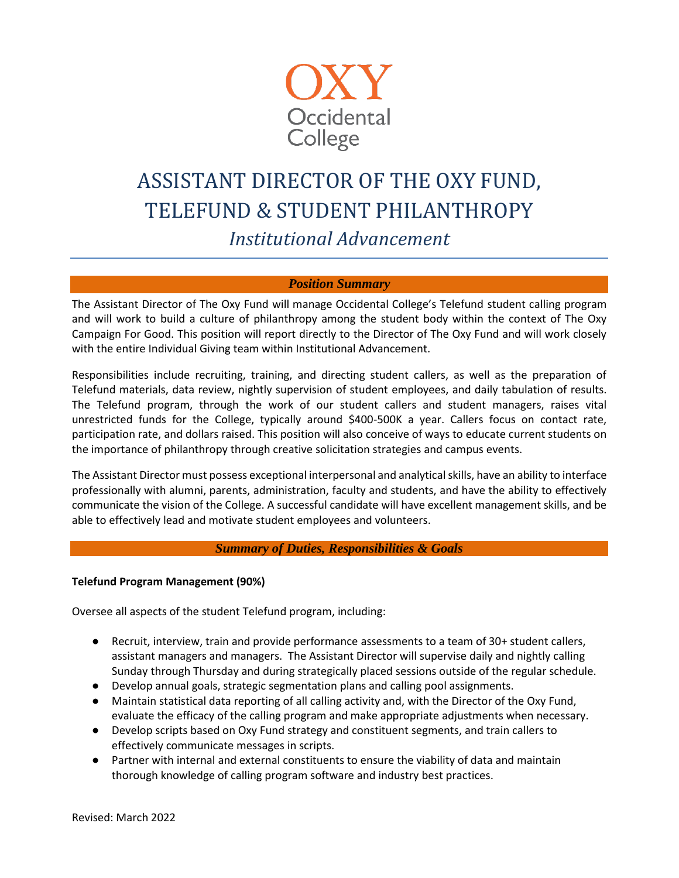OXY
Occidental
College

# ASSISTANT DIRECTOR OF THE OXY FUND, TELEFUND & STUDENT PHILANTHROPY

## *Institutional Advancement*

## *Position Summary*

The Assistant Director of The Oxy Fund will manage Occidental College's Telefund student calling program and will work to build a culture of philanthropy among the student body within the context of The Oxy Campaign For Good. This position will report directly to the Director of The Oxy Fund and will work closely with the entire Individual Giving team within Institutional Advancement.

Responsibilities include recruiting, training, and directing student callers, as well as the preparation of Telefund materials, data review, nightly supervision of student employees, and daily tabulation of results. The Telefund program, through the work of our student callers and student managers, raises vital unrestricted funds for the College, typically around $400-500K a year. Callers focus on contact rate, participation rate, and dollars raised. This position will also conceive of ways to educate current students on the importance of philanthropy through creative solicitation strategies and campus events.

The Assistant Director must possess exceptional interpersonal and analytical skills, have an ability to interface professionally with alumni, parents, administration, faculty and students, and have the ability to effectively communicate the vision of the College. A successful candidate will have excellent management skills, and be able to effectively lead and motivate student employees and volunteers.

## *Summary of Duties, Responsibilities & Goals*

**Telefund Program Management (90%)**

Oversee all aspects of the student Telefund program, including:

- Recruit, interview, train and provide performance assessments to a team of 30+ student callers, assistant managers and managers. The Assistant Director will supervise daily and nightly calling Sunday through Thursday and during strategically placed sessions outside of the regular schedule.
- Develop annual goals, strategic segmentation plans and calling pool assignments.
- Maintain statistical data reporting of all calling activity and, with the Director of the Oxy Fund, evaluate the efficacy of the calling program and make appropriate adjustments when necessary.
- Develop scripts based on Oxy Fund strategy and constituent segments, and train callers to effectively communicate messages in scripts.
- Partner with internal and external constituents to ensure the viability of data and maintain thorough knowledge of calling program software and industry best practices.

Revised: March 2022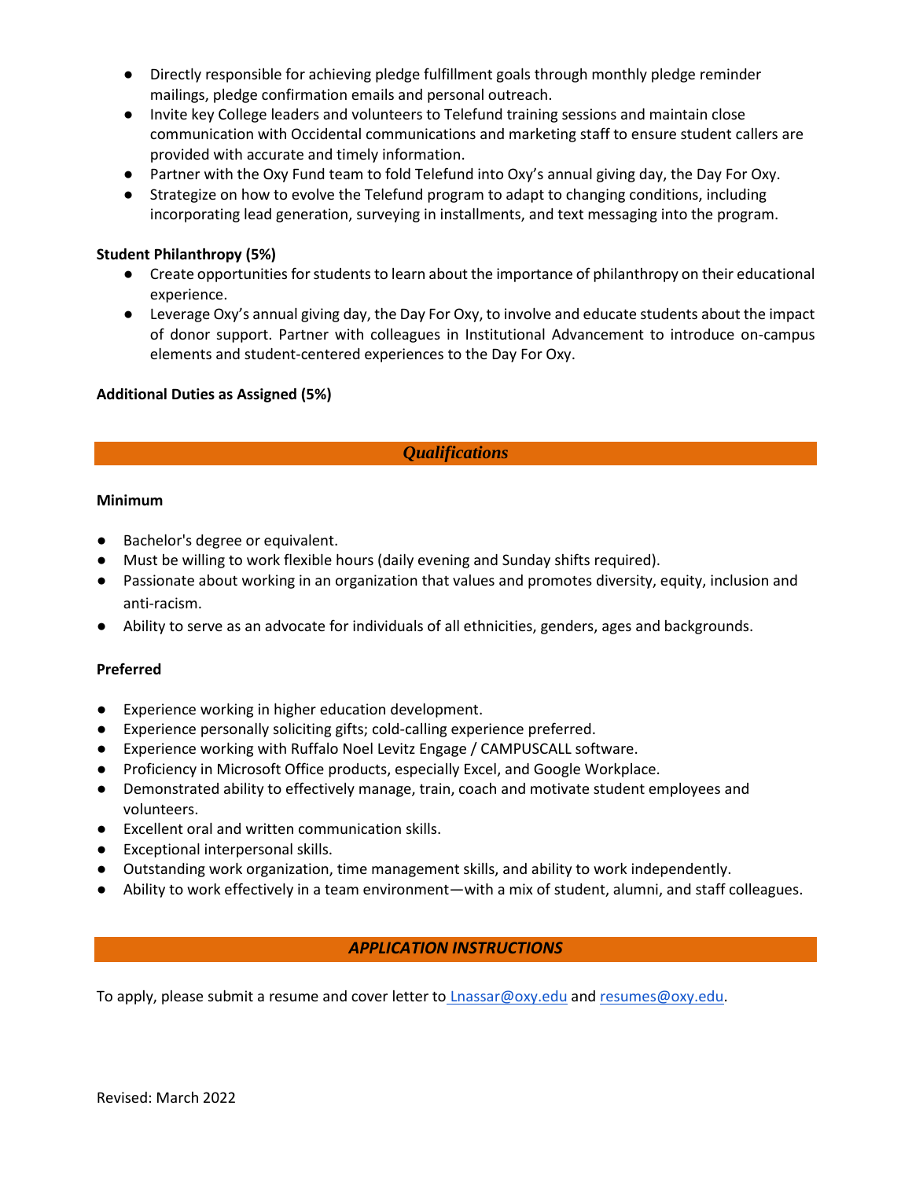- Directly responsible for achieving pledge fulfillment goals through monthly pledge reminder mailings, pledge confirmation emails and personal outreach.
- Invite key College leaders and volunteers to Telefund training sessions and maintain close communication with Occidental communications and marketing staff to ensure student callers are provided with accurate and timely information.
- Partner with the Oxy Fund team to fold Telefund into Oxy's annual giving day, the Day For Oxy.
- Strategize on how to evolve the Telefund program to adapt to changing conditions, including incorporating lead generation, surveying in installments, and text messaging into the program.

**Student Philanthropy (5%)**

- Create opportunities for students to learn about the importance of philanthropy on their educational experience.
- Leverage Oxy's annual giving day, the Day For Oxy, to involve and educate students about the impact of donor support. Partner with colleagues in Institutional Advancement to introduce on-campus elements and student-centered experiences to the Day For Oxy.

**Additional Duties as Assigned (5%)**

## *Qualifications*

**Minimum**

- Bachelor's degree or equivalent.
- Must be willing to work flexible hours (daily evening and Sunday shifts required).
- Passionate about working in an organization that values and promotes diversity, equity, inclusion and anti-racism.
- Ability to serve as an advocate for individuals of all ethnicities, genders, ages and backgrounds.

**Preferred**

- Experience working in higher education development.
- Experience personally soliciting gifts; cold-calling experience preferred.
- Experience working with Ruffalo Noel Levitz Engage / CAMPUSCALL software.
- Proficiency in Microsoft Office products, especially Excel, and Google Workplace.
- Demonstrated ability to effectively manage, train, coach and motivate student employees and volunteers.
- Excellent oral and written communication skills.
- Exceptional interpersonal skills.
- Outstanding work organization, time management skills, and ability to work independently.
- Ability to work effectively in a team environment—with a mix of student, alumni, and staff colleagues.

## *APPLICATION INSTRUCTIONS*

To apply, please submit a resume and cover letter to Lnassar@oxy.edu and resumes@oxy.edu.

Revised: March 2022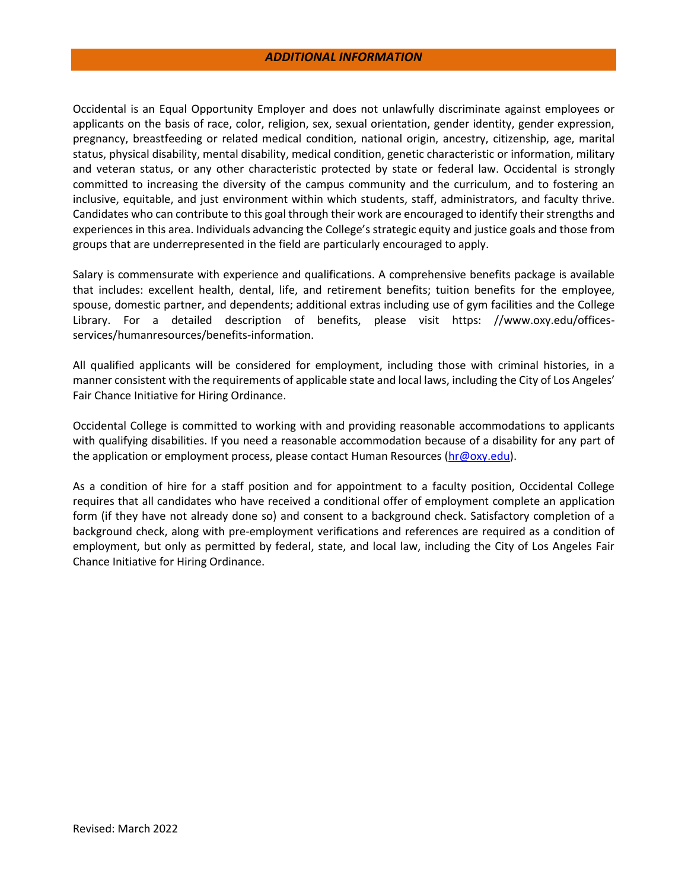## *ADDITIONAL INFORMATION*

Occidental is an Equal Opportunity Employer and does not unlawfully discriminate against employees or applicants on the basis of race, color, religion, sex, sexual orientation, gender identity, gender expression, pregnancy, breastfeeding or related medical condition, national origin, ancestry, citizenship, age, marital status, physical disability, mental disability, medical condition, genetic characteristic or information, military and veteran status, or any other characteristic protected by state or federal law. Occidental is strongly committed to increasing the diversity of the campus community and the curriculum, and to fostering an inclusive, equitable, and just environment within which students, staff, administrators, and faculty thrive. Candidates who can contribute to this goal through their work are encouraged to identify their strengths and experiences in this area. Individuals advancing the College's strategic equity and justice goals and those from groups that are underrepresented in the field are particularly encouraged to apply.

Salary is commensurate with experience and qualifications. A comprehensive benefits package is available that includes: excellent health, dental, life, and retirement benefits; tuition benefits for the employee, spouse, domestic partner, and dependents; additional extras including use of gym facilities and the College Library. For a detailed description of benefits, please visit https: //www.oxy.edu/offices-services/humanresources/benefits-information.

All qualified applicants will be considered for employment, including those with criminal histories, in a manner consistent with the requirements of applicable state and local laws, including the City of Los Angeles' Fair Chance Initiative for Hiring Ordinance.

Occidental College is committed to working with and providing reasonable accommodations to applicants with qualifying disabilities. If you need a reasonable accommodation because of a disability for any part of the application or employment process, please contact Human Resources (hr@oxy.edu).

As a condition of hire for a staff position and for appointment to a faculty position, Occidental College requires that all candidates who have received a conditional offer of employment complete an application form (if they have not already done so) and consent to a background check. Satisfactory completion of a background check, along with pre-employment verifications and references are required as a condition of employment, but only as permitted by federal, state, and local law, including the City of Los Angeles Fair Chance Initiative for Hiring Ordinance.

Revised: March 2022